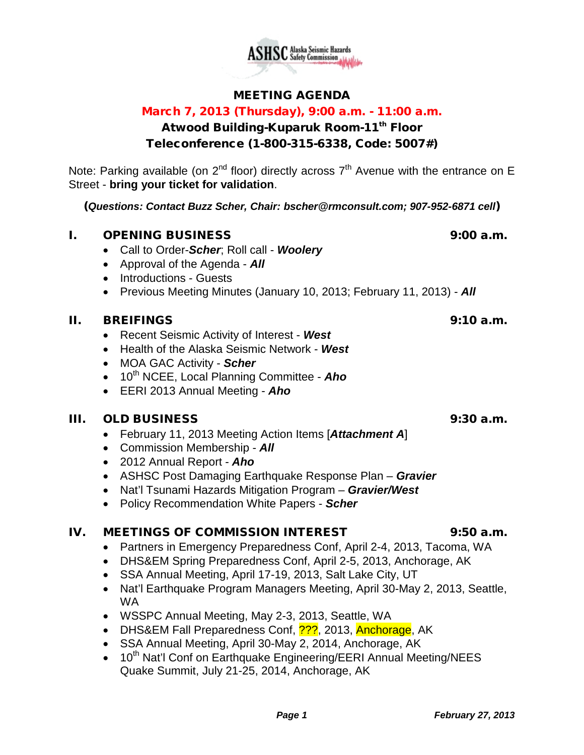ASHSC Alaska Seismic Hazards Safety Commission

# MEETING AGENDA

## March 7, 2013 (Thursday), 9:00 a.m. - 11:00 a.m.

## Atwood Building-Kuparuk Room-11th Floor

## Teleconference (1-800-315-6338, Code: 5007#)

Note: Parking available (on 2nd floor) directly across 7th Avenue with the entrance on E Street - **bring your ticket for validation**.

(***Questions: Contact Buzz Scher, Chair: bscher@rmconsult.com; 907-952-6871 cell***)

## I. OPENING BUSINESS — 9:00 a.m.

- Call to Order-***Scher***; Roll call - ***Woolery***
- Approval of the Agenda - ***All***
- Introductions - Guests
- Previous Meeting Minutes (January 10, 2013; February 11, 2013) - ***All***

## II. BREIFINGS — 9:10 a.m.

- Recent Seismic Activity of Interest - ***West***
- Health of the Alaska Seismic Network - ***West***
- MOA GAC Activity - ***Scher***
- 10th NCEE, Local Planning Committee - ***Aho***
- EERI 2013 Annual Meeting - ***Aho***

## III. OLD BUSINESS — 9:30 a.m.

- February 11, 2013 Meeting Action Items [***Attachment A***]
- Commission Membership - ***All***
- 2012 Annual Report - ***Aho***
- ASHSC Post Damaging Earthquake Response Plan – ***Gravier***
- Nat'l Tsunami Hazards Mitigation Program – ***Gravier/West***
- Policy Recommendation White Papers - ***Scher***

## IV. MEETINGS OF COMMISSION INTEREST — 9:50 a.m.

- Partners in Emergency Preparedness Conf, April 2-4, 2013, Tacoma, WA
- DHS&EM Spring Preparedness Conf, April 2-5, 2013, Anchorage, AK
- SSA Annual Meeting, April 17-19, 2013, Salt Lake City, UT
- Nat'l Earthquake Program Managers Meeting, April 30-May 2, 2013, Seattle, WA
- WSSPC Annual Meeting, May 2-3, 2013, Seattle, WA
- DHS&EM Fall Preparedness Conf, ???, 2013, Anchorage, AK
- SSA Annual Meeting, April 30-May 2, 2014, Anchorage, AK
- 10th Nat'l Conf on Earthquake Engineering/EERI Annual Meeting/NEES Quake Summit, July 21-25, 2014, Anchorage, AK

*February 27, 2013*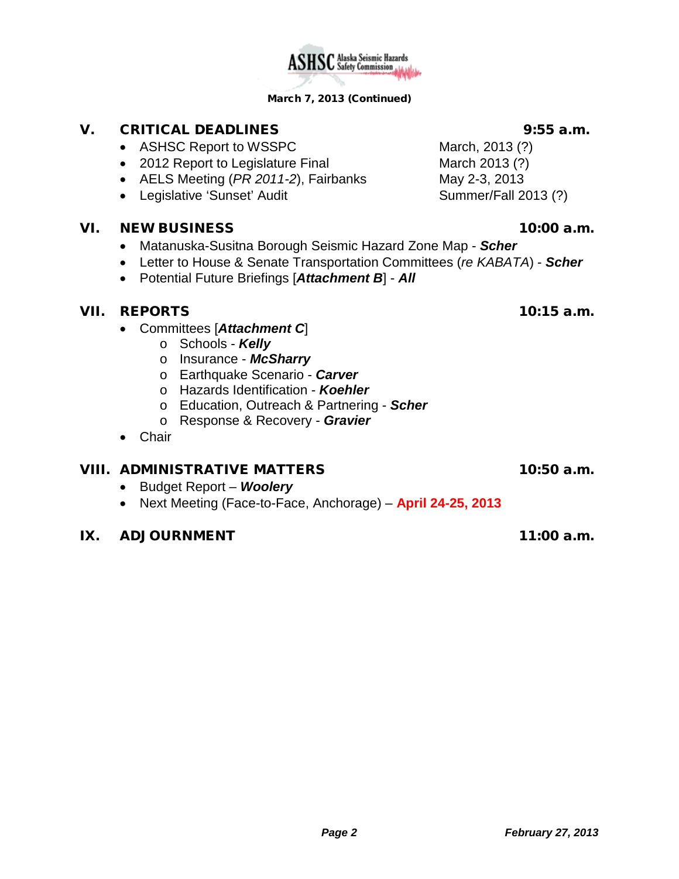March 7, 2013 (Continued)

## V. CRITICAL DEADLINES — 9:55 a.m.

- ASHSC Report to WSSPC — March, 2013 (?)
- 2012 Report to Legislature Final — March 2013 (?)
- AELS Meeting (*PR 2011-2*), Fairbanks — May 2-3, 2013
- Legislative 'Sunset' Audit — Summer/Fall 2013 (?)

## VI. NEW BUSINESS — 10:00 a.m.

- Matanuska-Susitna Borough Seismic Hazard Zone Map - ***Scher***
- Letter to House & Senate Transportation Committees (*re KABATA*) - ***Scher***
- Potential Future Briefings [***Attachment B***] - ***All***

## VII. REPORTS — 10:15 a.m.

- Committees [***Attachment C***]
  - Schools - ***Kelly***
  - Insurance - ***McSharry***
  - Earthquake Scenario - ***Carver***
  - Hazards Identification - ***Koehler***
  - Education, Outreach & Partnering - ***Scher***
  - Response & Recovery - ***Gravier***
- Chair

## VIII. ADMINISTRATIVE MATTERS — 10:50 a.m.

- Budget Report – ***Woolery***
- Next Meeting (Face-to-Face, Anchorage) – **April 24-25, 2013**

## IX. ADJOURNMENT — 11:00 a.m.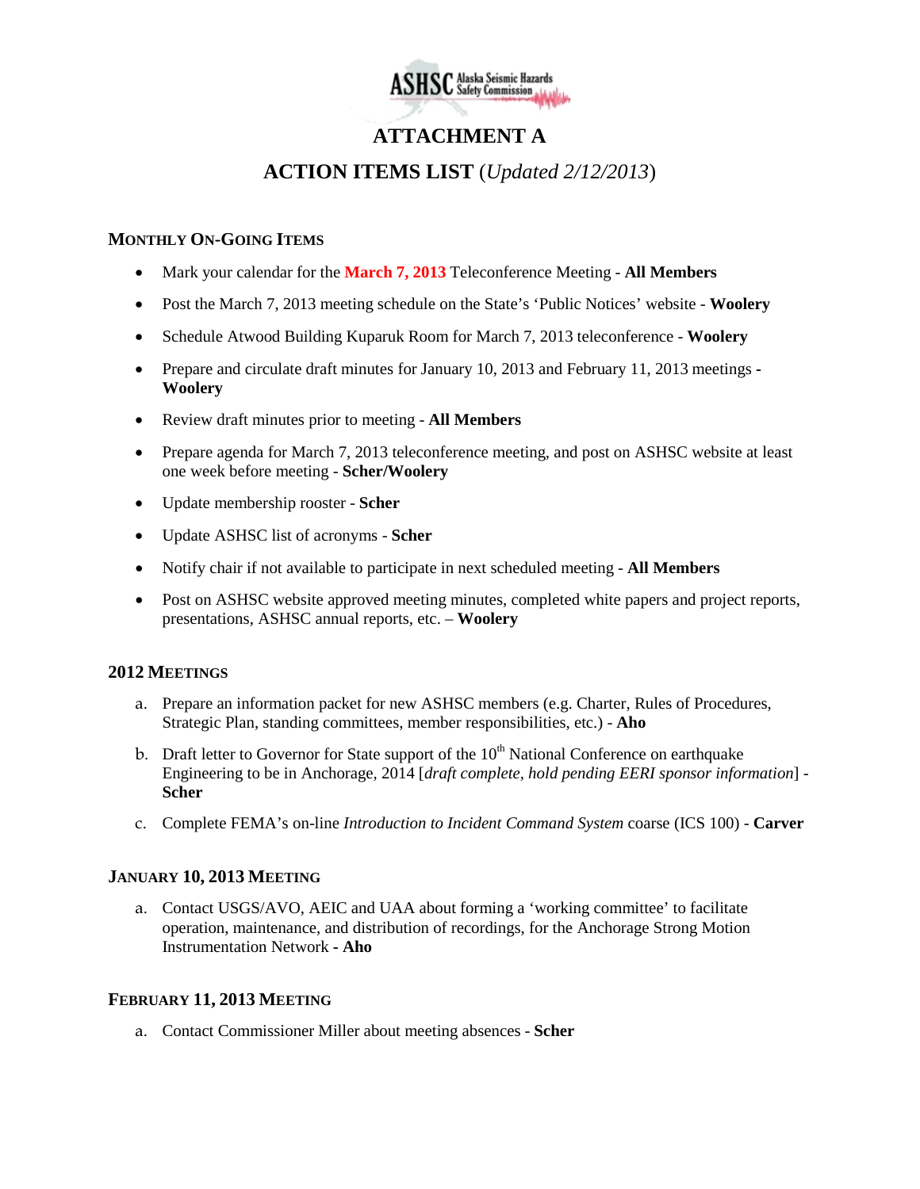# ATTACHMENT A

## ACTION ITEMS LIST (*Updated 2/12/2013*)

### MONTHLY ON-GOING ITEMS

- Mark your calendar for the **March 7, 2013** Teleconference Meeting - **All Members**
- Post the March 7, 2013 meeting schedule on the State's 'Public Notices' website - **Woolery**
- Schedule Atwood Building Kuparuk Room for March 7, 2013 teleconference - **Woolery**
- Prepare and circulate draft minutes for January 10, 2013 and February 11, 2013 meetings - **Woolery**
- Review draft minutes prior to meeting - **All Members**
- Prepare agenda for March 7, 2013 teleconference meeting, and post on ASHSC website at least one week before meeting - **Scher/Woolery**
- Update membership rooster - **Scher**
- Update ASHSC list of acronyms - **Scher**
- Notify chair if not available to participate in next scheduled meeting - **All Members**
- Post on ASHSC website approved meeting minutes, completed white papers and project reports, presentations, ASHSC annual reports, etc. – **Woolery**

### 2012 MEETINGS

a. Prepare an information packet for new ASHSC members (e.g. Charter, Rules of Procedures, Strategic Plan, standing committees, member responsibilities, etc.) - **Aho**

b. Draft letter to Governor for State support of the 10th National Conference on earthquake Engineering to be in Anchorage, 2014 [*draft complete, hold pending EERI sponsor information*] - **Scher**

c. Complete FEMA's on-line *Introduction to Incident Command System* coarse (ICS 100) - **Carver**

### JANUARY 10, 2013 MEETING

a. Contact USGS/AVO, AEIC and UAA about forming a 'working committee' to facilitate operation, maintenance, and distribution of recordings, for the Anchorage Strong Motion Instrumentation Network **- Aho**

### FEBRUARY 11, 2013 MEETING

a. Contact Commissioner Miller about meeting absences - **Scher**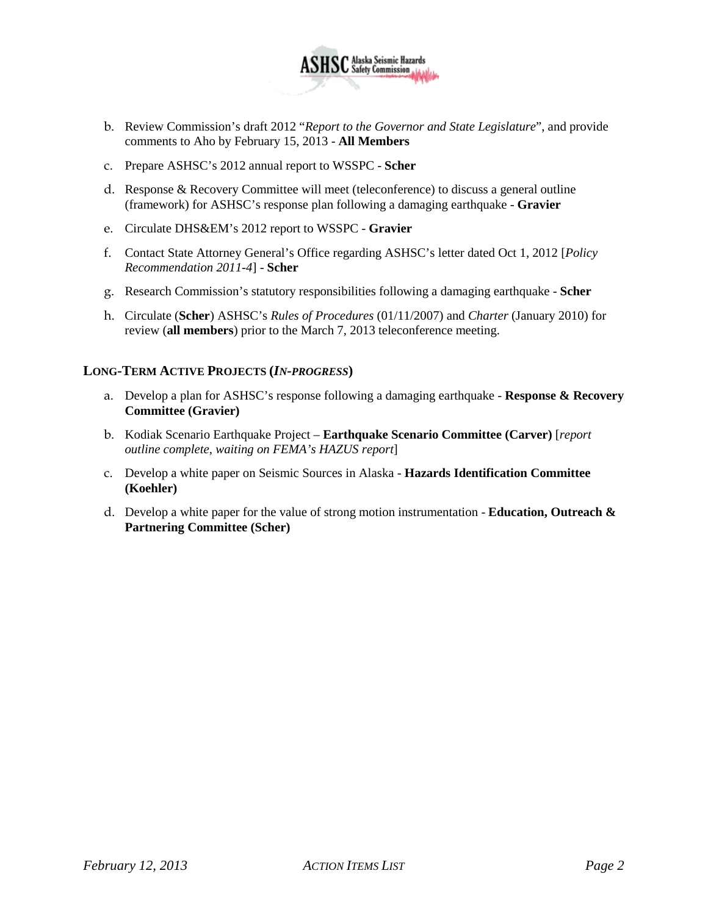b. Review Commission's draft 2012 "*Report to the Governor and State Legislature*", and provide comments to Aho by February 15, 2013 - **All Members**

c. Prepare ASHSC's 2012 annual report to WSSPC - **Scher**

d. Response & Recovery Committee will meet (teleconference) to discuss a general outline (framework) for ASHSC's response plan following a damaging earthquake - **Gravier**

e. Circulate DHS&EM's 2012 report to WSSPC - **Gravier**

f. Contact State Attorney General's Office regarding ASHSC's letter dated Oct 1, 2012 [*Policy Recommendation 2011-4*] - **Scher**

g. Research Commission's statutory responsibilities following a damaging earthquake - **Scher**

h. Circulate (**Scher**) ASHSC's *Rules of Procedures* (01/11/2007) and *Charter* (January 2010) for review (**all members**) prior to the March 7, 2013 teleconference meeting.

### LONG-TERM ACTIVE PROJECTS (*IN-PROGRESS*)

a. Develop a plan for ASHSC's response following a damaging earthquake - **Response & Recovery Committee (Gravier)**

b. Kodiak Scenario Earthquake Project – **Earthquake Scenario Committee (Carver)** [*report outline complete, waiting on FEMA's HAZUS report*]

c. Develop a white paper on Seismic Sources in Alaska - **Hazards Identification Committee (Koehler)**

d. Develop a white paper for the value of strong motion instrumentation - **Education, Outreach & Partnering Committee (Scher)**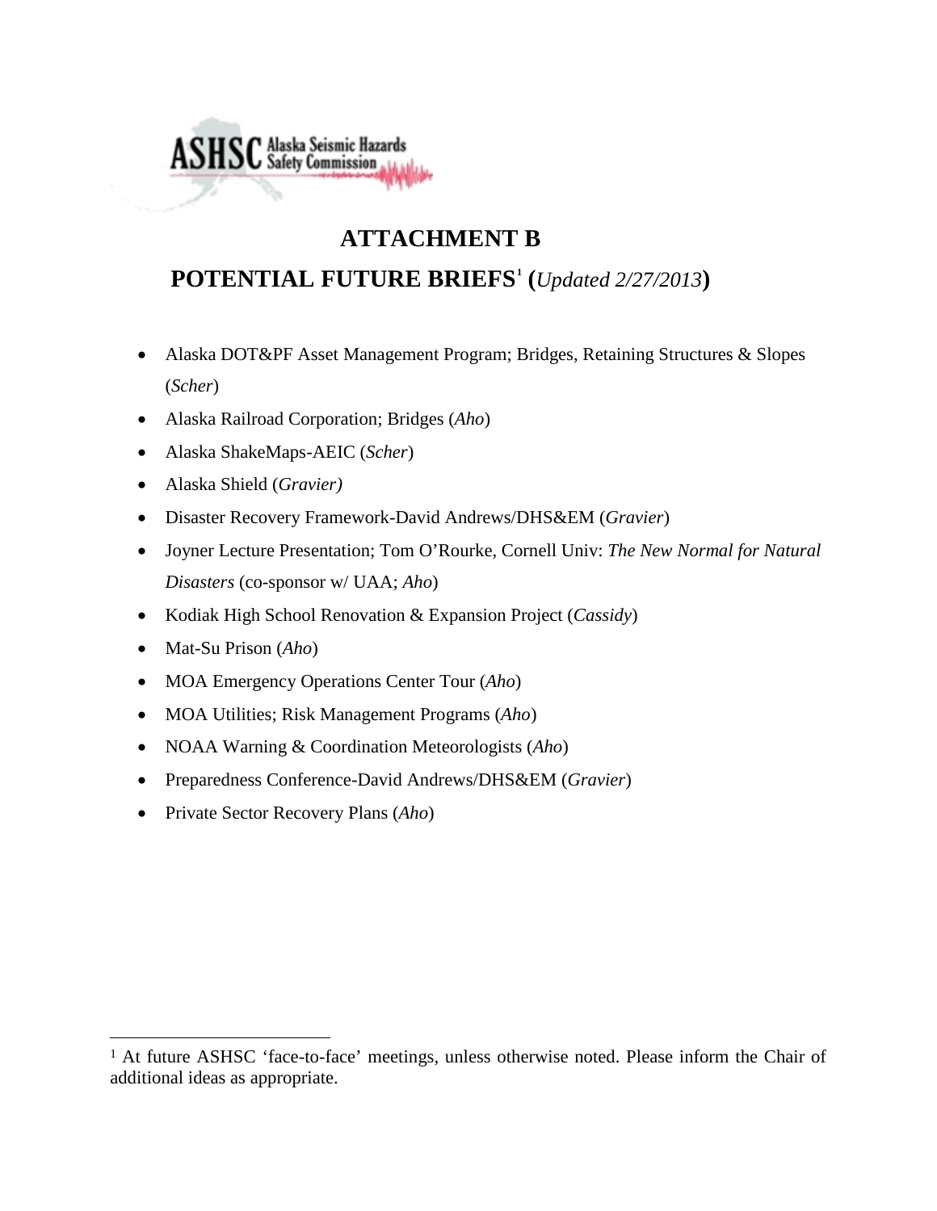# ATTACHMENT B

## POTENTIAL FUTURE BRIEFS[1] (*Updated 2/27/2013*)

- Alaska DOT&PF Asset Management Program; Bridges, Retaining Structures & Slopes (*Scher*)
- Alaska Railroad Corporation; Bridges (*Aho*)
- Alaska ShakeMaps-AEIC (*Scher*)
- Alaska Shield (*Gravier)*
- Disaster Recovery Framework-David Andrews/DHS&EM (*Gravier*)
- Joyner Lecture Presentation; Tom O'Rourke, Cornell Univ: *The New Normal for Natural Disasters* (co-sponsor w/ UAA; *Aho*)
- Kodiak High School Renovation & Expansion Project (*Cassidy*)
- Mat-Su Prison (*Aho*)
- MOA Emergency Operations Center Tour (*Aho*)
- MOA Utilities; Risk Management Programs (*Aho*)
- NOAA Warning & Coordination Meteorologists (*Aho*)
- Preparedness Conference-David Andrews/DHS&EM (*Gravier*)
- Private Sector Recovery Plans (*Aho*)

---

[1] At future ASHSC 'face-to-face' meetings, unless otherwise noted. Please inform the Chair of additional ideas as appropriate.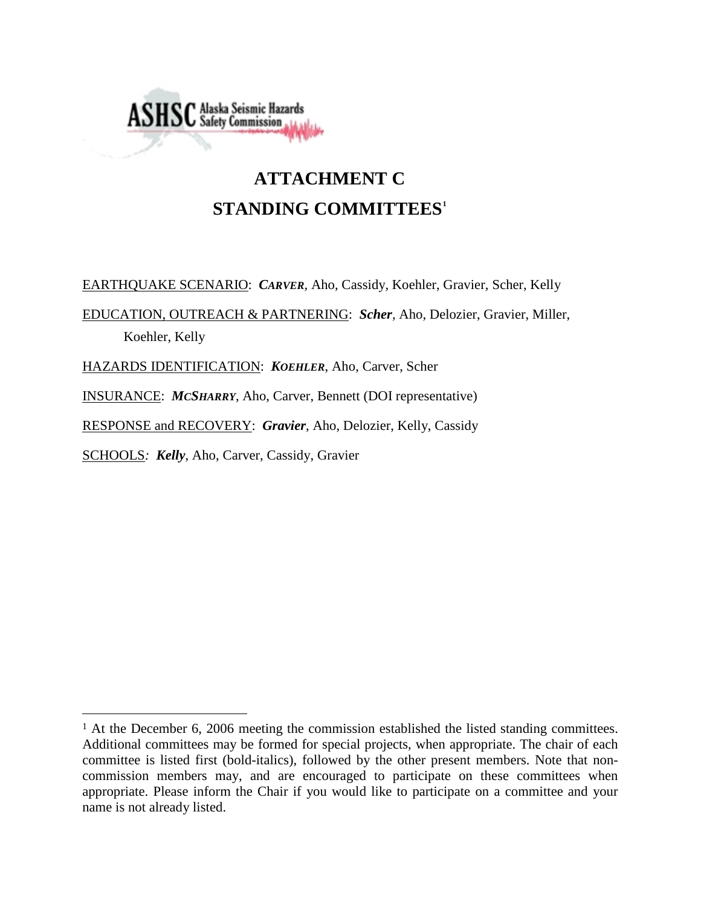# ATTACHMENT C

# STANDING COMMITTEES[1]

EARTHQUAKE SCENARIO: ***CARVER***, Aho, Cassidy, Koehler, Gravier, Scher, Kelly

EDUCATION, OUTREACH & PARTNERING: ***Scher***, Aho, Delozier, Gravier, Miller, Koehler, Kelly

HAZARDS IDENTIFICATION: ***KOEHLER***, Aho, Carver, Scher

INSURANCE: ***MCSHARRY***, Aho, Carver, Bennett (DOI representative)

RESPONSE and RECOVERY: ***Gravier***, Aho, Delozier, Kelly, Cassidy

SCHOOLS: ***Kelly***, Aho, Carver, Cassidy, Gravier

---

[1] At the December 6, 2006 meeting the commission established the listed standing committees. Additional committees may be formed for special projects, when appropriate. The chair of each committee is listed first (bold-italics), followed by the other present members. Note that non-commission members may, and are encouraged to participate on these committees when appropriate. Please inform the Chair if you would like to participate on a committee and your name is not already listed.